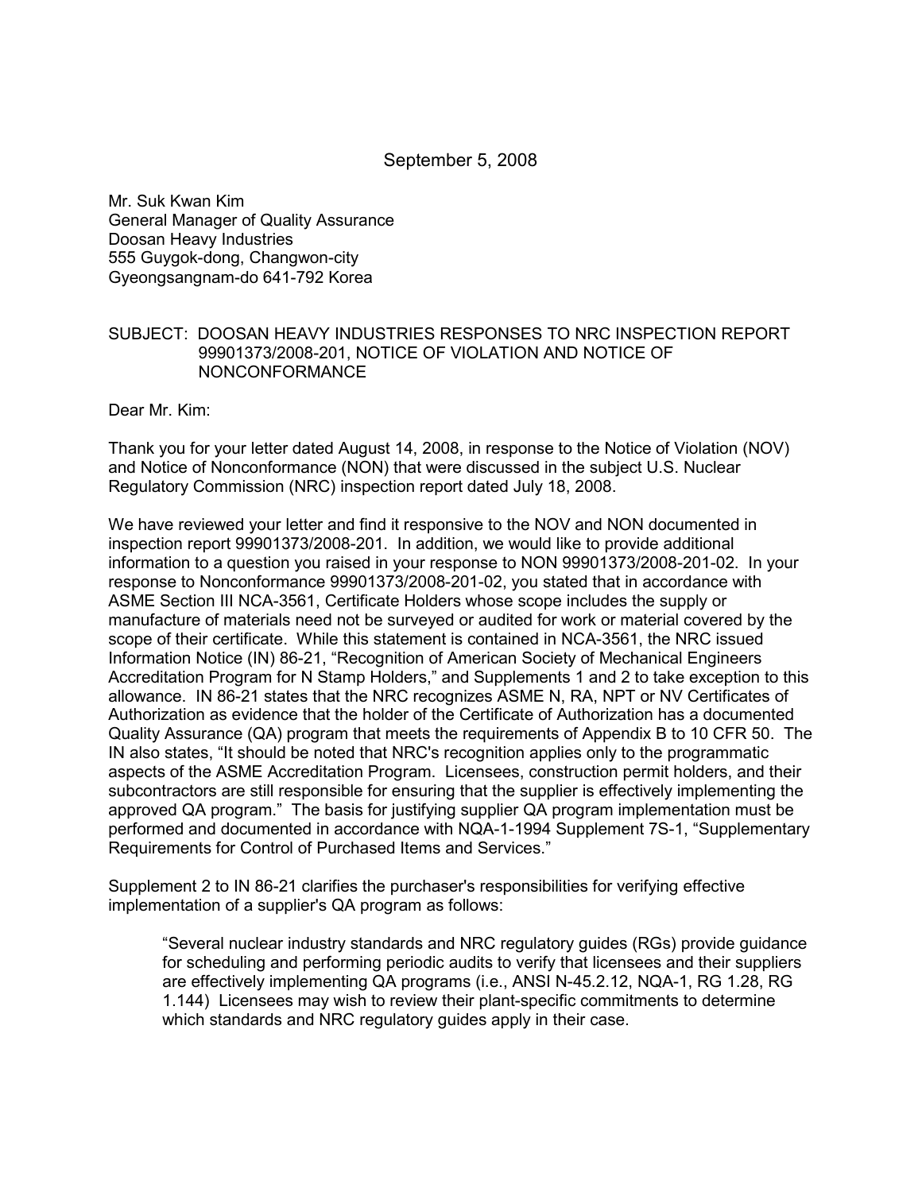September 5, 2008

Mr. Suk Kwan Kim
General Manager of Quality Assurance
Doosan Heavy Industries
555 Guygok-dong, Changwon-city
Gyeongsangnam-do 641-792 Korea

SUBJECT: DOOSAN HEAVY INDUSTRIES RESPONSES TO NRC INSPECTION REPORT 99901373/2008-201, NOTICE OF VIOLATION AND NOTICE OF NONCONFORMANCE

Dear Mr. Kim:

Thank you for your letter dated August 14, 2008, in response to the Notice of Violation (NOV) and Notice of Nonconformance (NON) that were discussed in the subject U.S. Nuclear Regulatory Commission (NRC) inspection report dated July 18, 2008.

We have reviewed your letter and find it responsive to the NOV and NON documented in inspection report 99901373/2008-201. In addition, we would like to provide additional information to a question you raised in your response to NON 99901373/2008-201-02. In your response to Nonconformance 99901373/2008-201-02, you stated that in accordance with ASME Section III NCA-3561, Certificate Holders whose scope includes the supply or manufacture of materials need not be surveyed or audited for work or material covered by the scope of their certificate. While this statement is contained in NCA-3561, the NRC issued Information Notice (IN) 86-21, "Recognition of American Society of Mechanical Engineers Accreditation Program for N Stamp Holders," and Supplements 1 and 2 to take exception to this allowance. IN 86-21 states that the NRC recognizes ASME N, RA, NPT or NV Certificates of Authorization as evidence that the holder of the Certificate of Authorization has a documented Quality Assurance (QA) program that meets the requirements of Appendix B to 10 CFR 50. The IN also states, "It should be noted that NRC's recognition applies only to the programmatic aspects of the ASME Accreditation Program. Licensees, construction permit holders, and their subcontractors are still responsible for ensuring that the supplier is effectively implementing the approved QA program." The basis for justifying supplier QA program implementation must be performed and documented in accordance with NQA-1-1994 Supplement 7S-1, "Supplementary Requirements for Control of Purchased Items and Services."

Supplement 2 to IN 86-21 clarifies the purchaser's responsibilities for verifying effective implementation of a supplier's QA program as follows:

> "Several nuclear industry standards and NRC regulatory guides (RGs) provide guidance for scheduling and performing periodic audits to verify that licensees and their suppliers are effectively implementing QA programs (i.e., ANSI N-45.2.12, NQA-1, RG 1.28, RG 1.144) Licensees may wish to review their plant-specific commitments to determine which standards and NRC regulatory guides apply in their case.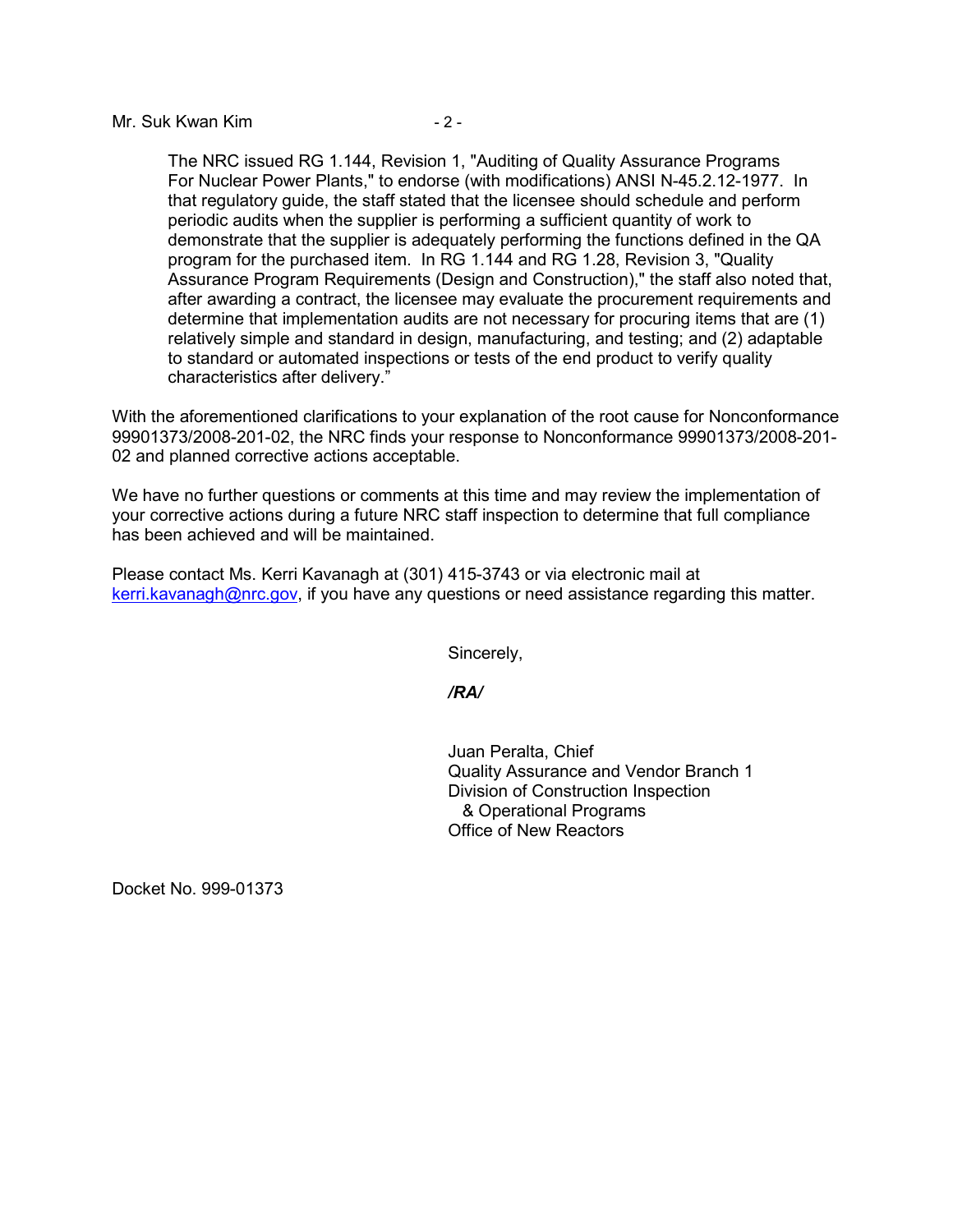Mr. Suk Kwan Kim

> The NRC issued RG 1.144, Revision 1, "Auditing of Quality Assurance Programs For Nuclear Power Plants," to endorse (with modifications) ANSI N-45.2.12-1977. In that regulatory guide, the staff stated that the licensee should schedule and perform periodic audits when the supplier is performing a sufficient quantity of work to demonstrate that the supplier is adequately performing the functions defined in the QA program for the purchased item. In RG 1.144 and RG 1.28, Revision 3, "Quality Assurance Program Requirements (Design and Construction)," the staff also noted that, after awarding a contract, the licensee may evaluate the procurement requirements and determine that implementation audits are not necessary for procuring items that are (1) relatively simple and standard in design, manufacturing, and testing; and (2) adaptable to standard or automated inspections or tests of the end product to verify quality characteristics after delivery."

With the aforementioned clarifications to your explanation of the root cause for Nonconformance 99901373/2008-201-02, the NRC finds your response to Nonconformance 99901373/2008-201-02 and planned corrective actions acceptable.

We have no further questions or comments at this time and may review the implementation of your corrective actions during a future NRC staff inspection to determine that full compliance has been achieved and will be maintained.

Please contact Ms. Kerri Kavanagh at (301) 415-3743 or via electronic mail at kerri.kavanagh@nrc.gov, if you have any questions or need assistance regarding this matter.

Sincerely,

***/RA/***

Juan Peralta, Chief
Quality Assurance and Vendor Branch 1
Division of Construction Inspection
& Operational Programs
Office of New Reactors

Docket No. 999-01373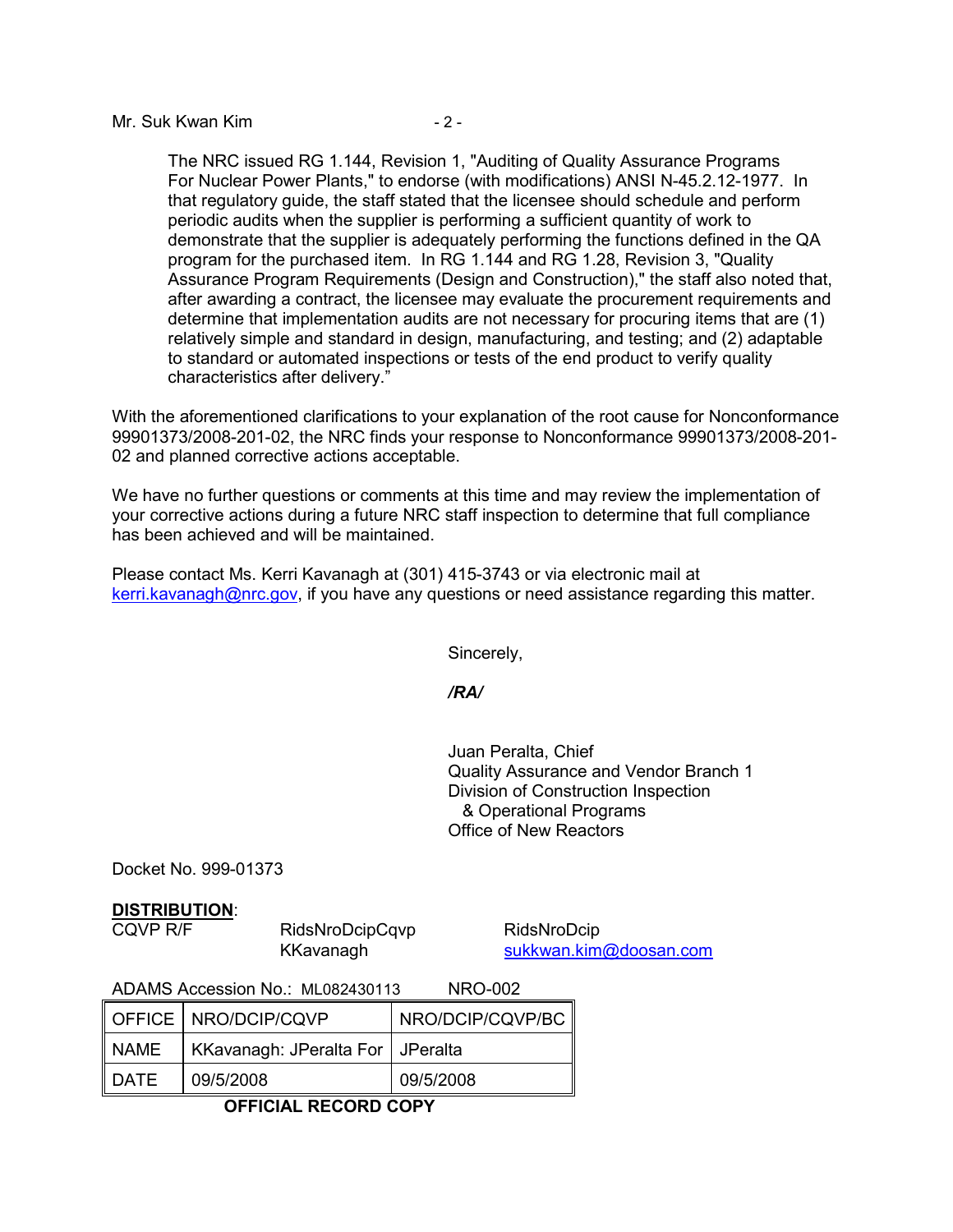Mr. Suk Kwan Kim

> The NRC issued RG 1.144, Revision 1, "Auditing of Quality Assurance Programs For Nuclear Power Plants," to endorse (with modifications) ANSI N-45.2.12-1977. In that regulatory guide, the staff stated that the licensee should schedule and perform periodic audits when the supplier is performing a sufficient quantity of work to demonstrate that the supplier is adequately performing the functions defined in the QA program for the purchased item. In RG 1.144 and RG 1.28, Revision 3, "Quality Assurance Program Requirements (Design and Construction)," the staff also noted that, after awarding a contract, the licensee may evaluate the procurement requirements and determine that implementation audits are not necessary for procuring items that are (1) relatively simple and standard in design, manufacturing, and testing; and (2) adaptable to standard or automated inspections or tests of the end product to verify quality characteristics after delivery."

With the aforementioned clarifications to your explanation of the root cause for Nonconformance 99901373/2008-201-02, the NRC finds your response to Nonconformance 99901373/2008-201-02 and planned corrective actions acceptable.

We have no further questions or comments at this time and may review the implementation of your corrective actions during a future NRC staff inspection to determine that full compliance has been achieved and will be maintained.

Please contact Ms. Kerri Kavanagh at (301) 415-3743 or via electronic mail at kerri.kavanagh@nrc.gov, if you have any questions or need assistance regarding this matter.

Sincerely,

*/RA/*

Juan Peralta, Chief
Quality Assurance and Vendor Branch 1
Division of Construction Inspection
& Operational Programs
Office of New Reactors

Docket No. 999-01373

**DISTRIBUTION**:

CQVP R/F
RidsNroDcipCqvp
RidsNroDcip
KKavanagh
sukkwan.kim@doosan.com

ADAMS Accession No.: ML082430113 NRO-002

| OFFICE | NRO/DCIP/CQVP | NRO/DCIP/CQVP/BC |
|---|---|---|
| NAME | KKavanagh: JPeralta For | JPeralta |
| DATE | 09/5/2008 | 09/5/2008 |

**OFFICIAL RECORD COPY**